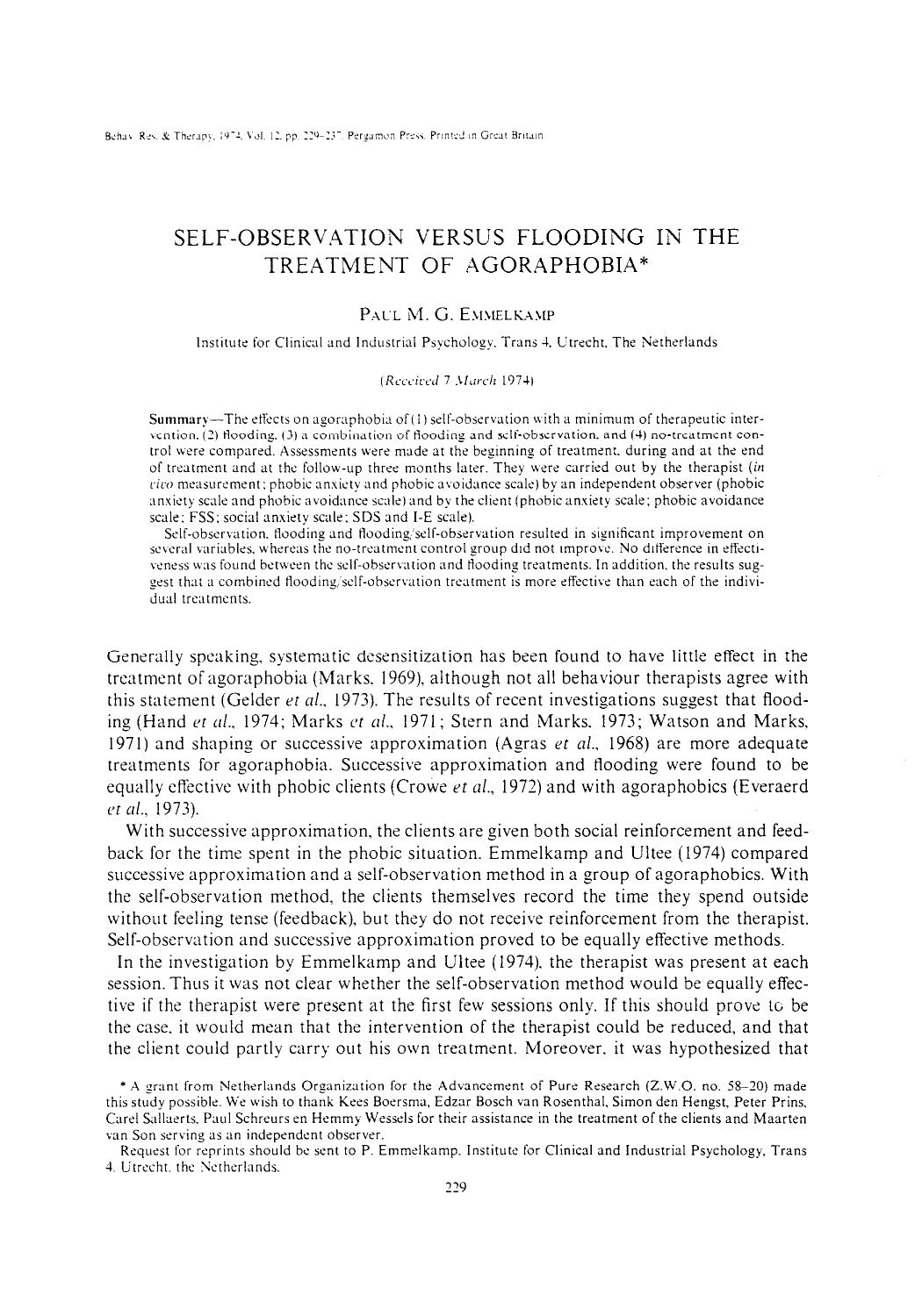# SELF-OBSERVATION VERSUS FLOODING IN THE TREATMENT OF AGORAPHOBIA*

PAUL M. G. EMMELKAMP

Institute for Clinical and Industrial Psychology, Trans 4, Utrecht, The Netherlands

*(Received 7 March 1974)*

**Summary**—The effects on agoraphobia of (1) self-observation with a minimum of therapeutic intervention, (2) flooding, (3) a combination of flooding and self-observation, and (4) no-treatment control were compared. Assessments were made at the beginning of treatment, during and at the end of treatment and at the follow-up three months later. They were carried out by the therapist (*in vivo* measurement; phobic anxiety and phobic avoidance scale) by an independent observer (phobic anxiety scale and phobic avoidance scale) and by the client (phobic anxiety scale; phobic avoidance scale; FSS; social anxiety scale; SDS and I-E scale).

Self-observation, flooding and flooding/self-observation resulted in significant improvement on several variables, whereas the no-treatment control group did not improve. No difference in effectiveness was found between the self-observation and flooding treatments. In addition, the results suggest that a combined flooding/self-observation treatment is more effective than each of the individual treatments.

Generally speaking, systematic desensitization has been found to have little effect in the treatment of agoraphobia (Marks, 1969), although not all behaviour therapists agree with this statement (Gelder *et al.*, 1973). The results of recent investigations suggest that flooding (Hand *et al.*, 1974; Marks *et al.*, 1971; Stern and Marks, 1973; Watson and Marks, 1971) and shaping or successive approximation (Agras *et al.*, 1968) are more adequate treatments for agoraphobia. Successive approximation and flooding were found to be equally effective with phobic clients (Crowe *et al.*, 1972) and with agoraphobics (Everaerd *et al.*, 1973).

With successive approximation, the clients are given both social reinforcement and feedback for the time spent in the phobic situation. Emmelkamp and Ultee (1974) compared successive approximation and a self-observation method in a group of agoraphobics. With the self-observation method, the clients themselves record the time they spend outside without feeling tense (feedback), but they do not receive reinforcement from the therapist. Self-observation and successive approximation proved to be equally effective methods.

In the investigation by Emmelkamp and Ultee (1974), the therapist was present at each session. Thus it was not clear whether the self-observation method would be equally effective if the therapist were present at the first few sessions only. If this should prove to be the case, it would mean that the intervention of the therapist could be reduced, and that the client could partly carry out his own treatment. Moreover, it was hypothesized that

* A grant from Netherlands Organization for the Advancement of Pure Research (Z.W.O. no. 58-20) made this study possible. We wish to thank Kees Boersma, Edzar Bosch van Rosenthal, Simon den Hengst, Peter Prins, Carel Sallaerts, Paul Schreurs en Hemmy Wessels for their assistance in the treatment of the clients and Maarten van Son serving as an independent observer.

Request for reprints should be sent to P. Emmelkamp, Institute for Clinical and Industrial Psychology, Trans 4, Utrecht, the Netherlands.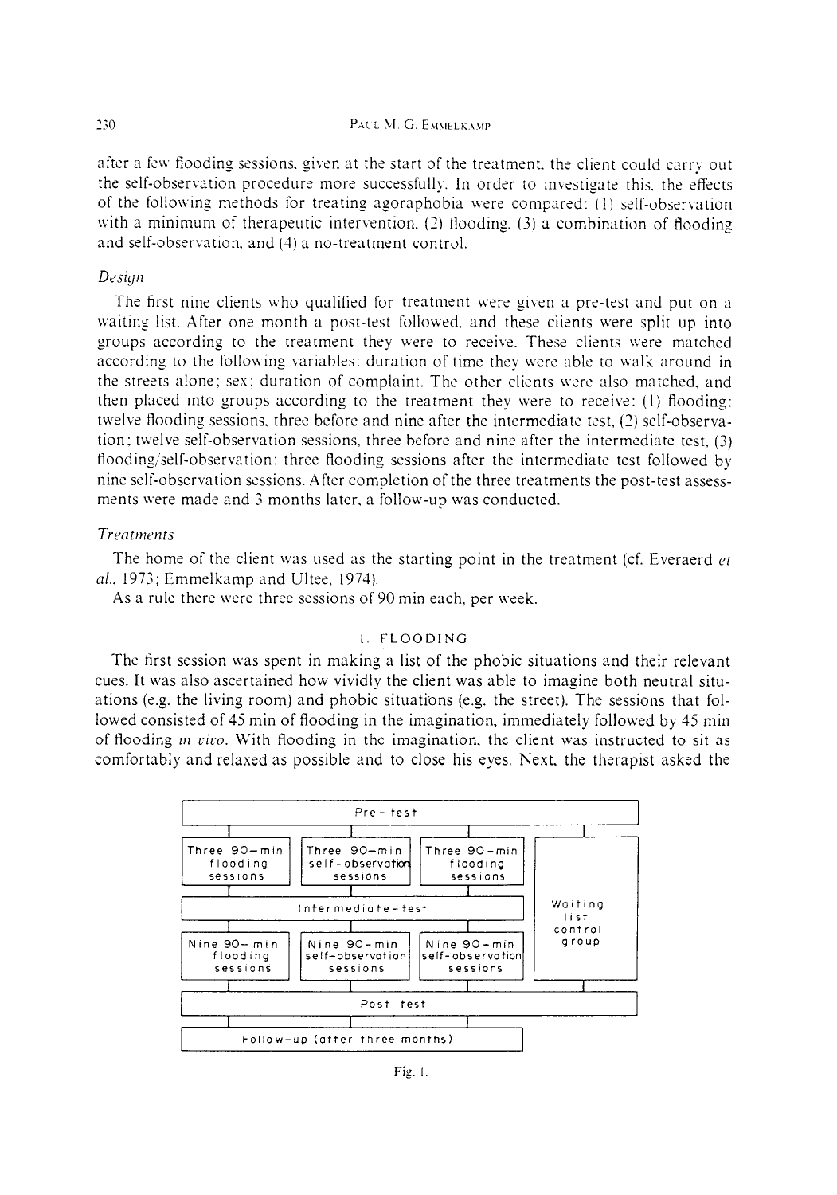after a few flooding sessions, given at the start of the treatment, the client could carry out the self-observation procedure more successfully. In order to investigate this, the effects of the following methods for treating agoraphobia were compared: (1) self-observation with a minimum of therapeutic intervention, (2) flooding, (3) a combination of flooding and self-observation, and (4) a no-treatment control.

### *Design*

The first nine clients who qualified for treatment were given a pre-test and put on a waiting list. After one month a post-test followed, and these clients were split up into groups according to the treatment they were to receive. These clients were matched according to the following variables: duration of time they were able to walk around in the streets alone; sex; duration of complaint. The other clients were also matched, and then placed into groups according to the treatment they were to receive: (1) flooding: twelve flooding sessions, three before and nine after the intermediate test, (2) self-observation; twelve self-observation sessions, three before and nine after the intermediate test, (3) flooding/self-observation: three flooding sessions after the intermediate test followed by nine self-observation sessions. After completion of the three treatments the post-test assessments were made and 3 months later, a follow-up was conducted.

### *Treatments*

The home of the client was used as the starting point in the treatment (cf. Everaerd *et al.*, 1973; Emmelkamp and Ultee, 1974).

As a rule there were three sessions of 90 min each, per week.

#### 1. FLOODING

The first session was spent in making a list of the phobic situations and their relevant cues. It was also ascertained how vividly the client was able to imagine both neutral situations (e.g. the living room) and phobic situations (e.g. the street). The sessions that followed consisted of 45 min of flooding in the imagination, immediately followed by 45 min of flooding *in vivo*. With flooding in the imagination, the client was instructed to sit as comfortably and relaxed as possible and to close his eyes. Next, the therapist asked the

```
                              Pre-test
      |                    |                    |                    |
Three 90-min        Three 90-min         Three 90-min         Waiting
flooding            self-observation     flooding             list
sessions            sessions             sessions             control
      |                    |                    |             group
              Intermediate-test
      |                    |                    |
Nine 90-min         Nine 90-min          Nine 90-min
flooding            self-observation     self-observation
sessions            sessions             sessions
      |                    |                    |                    |
                              Post-test
      |                    |                    |
              Follow-up (after three months)
```

Fig. 1.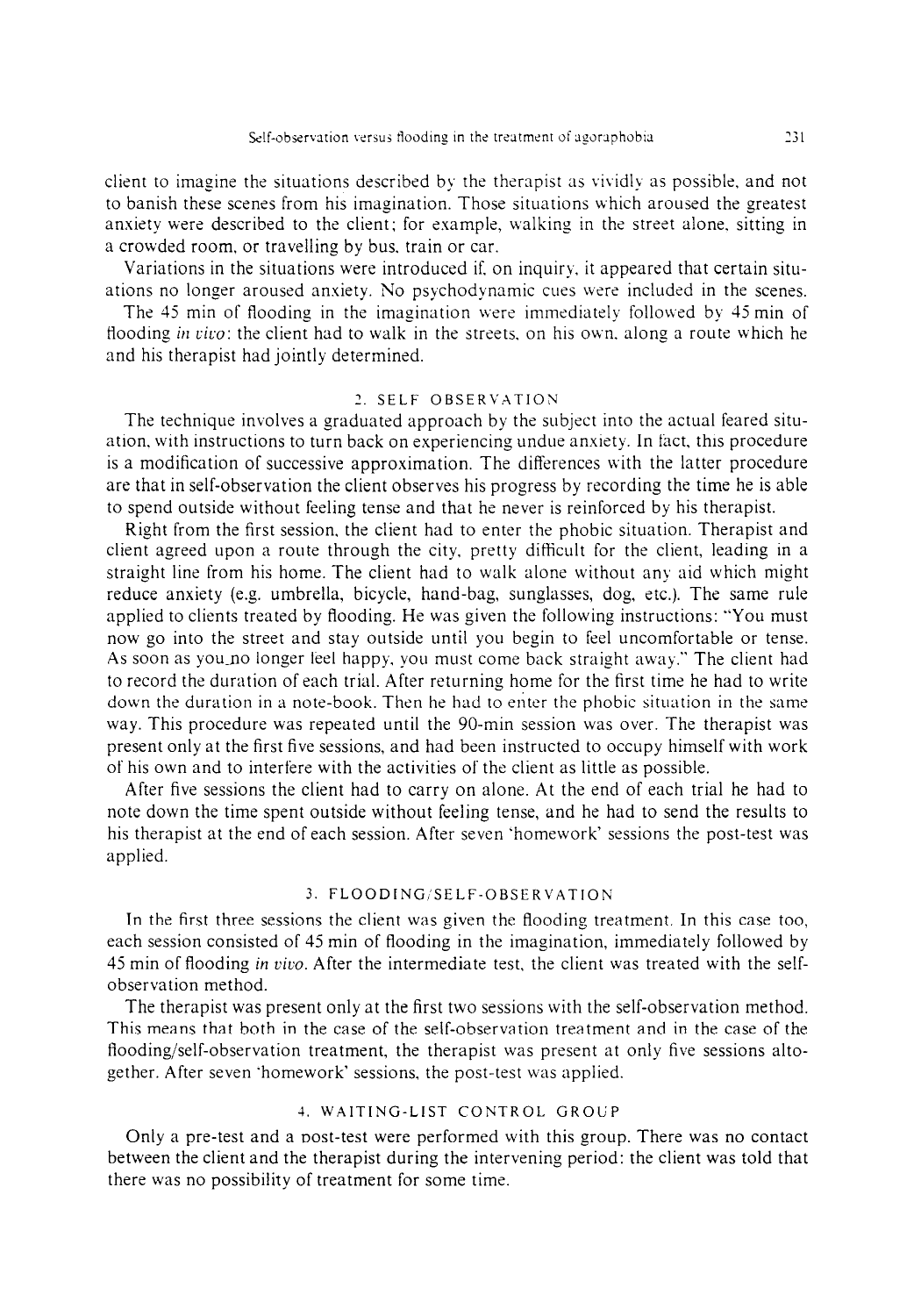client to imagine the situations described by the therapist as vividly as possible, and not to banish these scenes from his imagination. Those situations which aroused the greatest anxiety were described to the client; for example, walking in the street alone, sitting in a crowded room, or travelling by bus, train or car.

Variations in the situations were introduced if, on inquiry, it appeared that certain situations no longer aroused anxiety. No psychodynamic cues were included in the scenes.

The 45 min of flooding in the imagination were immediately followed by 45 min of flooding *in vivo*: the client had to walk in the streets, on his own, along a route which he and his therapist had jointly determined.

### 2. SELF OBSERVATION

The technique involves a graduated approach by the subject into the actual feared situation, with instructions to turn back on experiencing undue anxiety. In fact, this procedure is a modification of successive approximation. The differences with the latter procedure are that in self-observation the client observes his progress by recording the time he is able to spend outside without feeling tense and that he never is reinforced by his therapist.

Right from the first session, the client had to enter the phobic situation. Therapist and client agreed upon a route through the city, pretty difficult for the client, leading in a straight line from his home. The client had to walk alone without any aid which might reduce anxiety (e.g. umbrella, bicycle, hand-bag, sunglasses, dog, etc.). The same rule applied to clients treated by flooding. He was given the following instructions: "You must now go into the street and stay outside until you begin to feel uncomfortable or tense. As soon as you no longer feel happy, you must come back straight away." The client had to record the duration of each trial. After returning home for the first time he had to write down the duration in a note-book. Then he had to enter the phobic situation in the same way. This procedure was repeated until the 90-min session was over. The therapist was present only at the first five sessions, and had been instructed to occupy himself with work of his own and to interfere with the activities of the client as little as possible.

After five sessions the client had to carry on alone. At the end of each trial he had to note down the time spent outside without feeling tense, and he had to send the results to his therapist at the end of each session. After seven 'homework' sessions the post-test was applied.

### 3. FLOODING/SELF-OBSERVATION

In the first three sessions the client was given the flooding treatment. In this case too, each session consisted of 45 min of flooding in the imagination, immediately followed by 45 min of flooding *in vivo*. After the intermediate test, the client was treated with the self-observation method.

The therapist was present only at the first two sessions with the self-observation method. This means that both in the case of the self-observation treatment and in the case of the flooding/self-observation treatment, the therapist was present at only five sessions altogether. After seven 'homework' sessions, the post-test was applied.

### 4. WAITING-LIST CONTROL GROUP

Only a pre-test and a post-test were performed with this group. There was no contact between the client and the therapist during the intervening period: the client was told that there was no possibility of treatment for some time.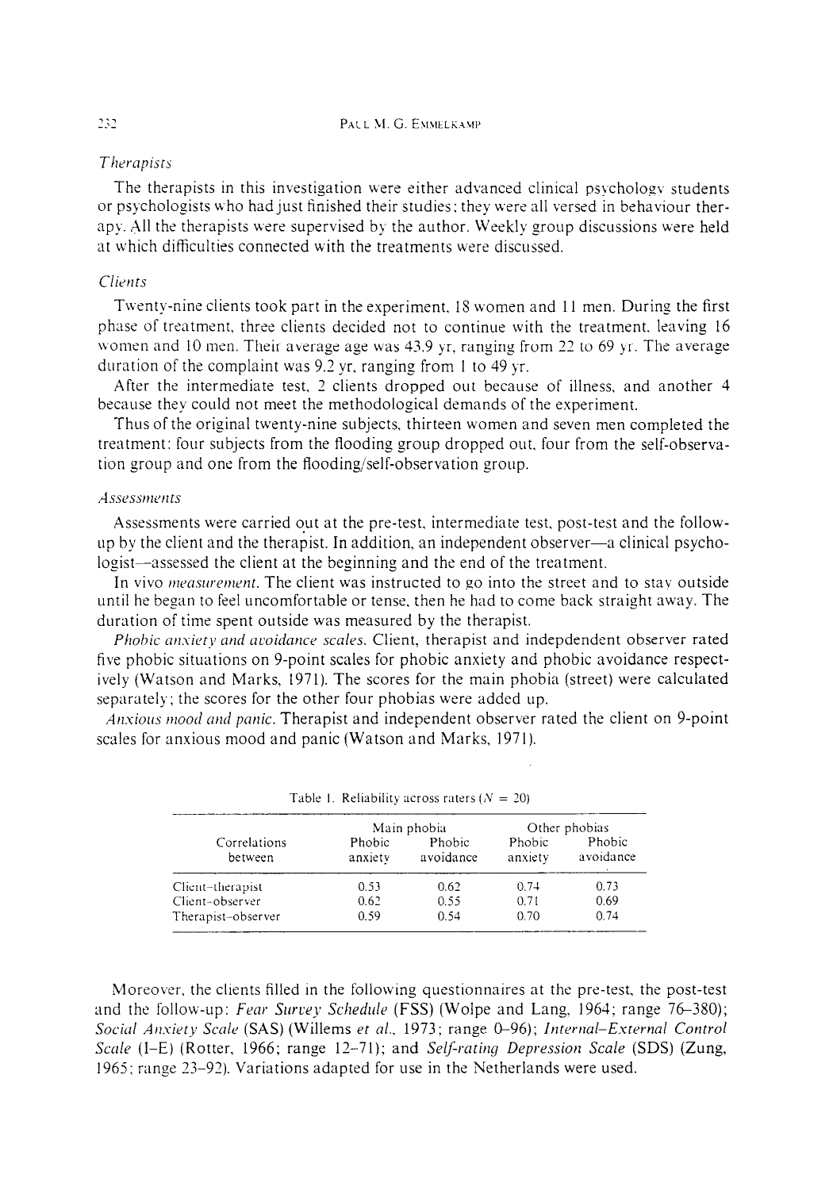### *Therapists*

The therapists in this investigation were either advanced clinical psychology students or psychologists who had just finished their studies; they were all versed in behaviour therapy. All the therapists were supervised by the author. Weekly group discussions were held at which difficulties connected with the treatments were discussed.

### *Clients*

Twenty-nine clients took part in the experiment, 18 women and 11 men. During the first phase of treatment, three clients decided not to continue with the treatment, leaving 16 women and 10 men. Their average age was 43.9 yr, ranging from 22 to 69 yr. The average duration of the complaint was 9.2 yr, ranging from 1 to 49 yr.

After the intermediate test, 2 clients dropped out because of illness, and another 4 because they could not meet the methodological demands of the experiment.

Thus of the original twenty-nine subjects, thirteen women and seven men completed the treatment: four subjects from the flooding group dropped out, four from the self-observation group and one from the flooding/self-observation group.

### *Assessments*

Assessments were carried out at the pre-test, intermediate test, post-test and the follow-up by the client and the therapist. In addition, an independent observer—a clinical psychologist—assessed the client at the beginning and the end of the treatment.

In vivo *measurement*. The client was instructed to go into the street and to stay outside until he began to feel uncomfortable or tense, then he had to come back straight away. The duration of time spent outside was measured by the therapist.

*Phobic anxiety and avoidance scales*. Client, therapist and indepdendent observer rated five phobic situations on 9-point scales for phobic anxiety and phobic avoidance respectively (Watson and Marks, 1971). The scores for the main phobia (street) were calculated separately; the scores for the other four phobias were added up.

*Anxious mood and panic*. Therapist and independent observer rated the client on 9-point scales for anxious mood and panic (Watson and Marks, 1971).

Table 1. Reliability across raters ($N = 20$)

| Correlations between | Main phobia | | Other phobias | |
|---|---|---|---|---|
| | Phobic anxiety | Phobic avoidance | Phobic anxiety | Phobic avoidance |
| Client–therapist | 0.53 | 0.62 | 0.74 | 0.73 |
| Client–observer | 0.62 | 0.55 | 0.71 | 0.69 |
| Therapist–observer | 0.59 | 0.54 | 0.70 | 0.74 |

Moreover, the clients filled in the following questionnaires at the pre-test, the post-test and the follow-up: *Fear Survey Schedule* (FSS) (Wolpe and Lang, 1964; range 76–380); *Social Anxiety Scale* (SAS) (Willems *et al.*, 1973; range 0–96); *Internal–External Control Scale* (I–E) (Rotter, 1966; range 12–71); and *Self-rating Depression Scale* (SDS) (Zung, 1965; range 23–92). Variations adapted for use in the Netherlands were used.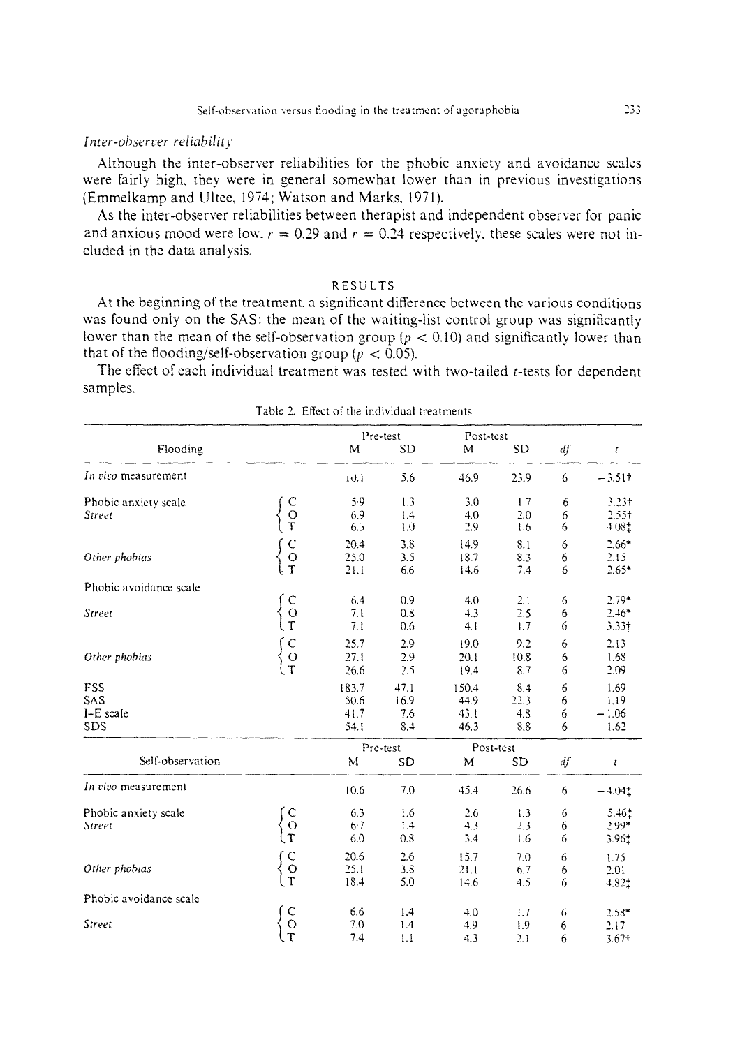*Inter-observer reliability*

Although the inter-observer reliabilities for the phobic anxiety and avoidance scales were fairly high, they were in general somewhat lower than in previous investigations (Emmelkamp and Ultee, 1974; Watson and Marks, 1971).

As the inter-observer reliabilities between therapist and independent observer for panic and anxious mood were low, $r = 0.29$ and $r = 0.24$ respectively, these scales were not included in the data analysis.

## RESULTS

At the beginning of the treatment, a significant difference between the various conditions was found only on the SAS: the mean of the waiting-list control group was significantly lower than the mean of the self-observation group ($p < 0.10$) and significantly lower than that of the flooding/self-observation group ($p < 0.05$).

The effect of each individual treatment was tested with two-tailed $t$-tests for dependent samples.

Table 2. Effect of the individual treatments

| Flooding | | Pre-test M | Pre-test SD | Post-test M | Post-test SD | *df* | *t* |
|---|---|---|---|---|---|---|---|
| *In vivo* measurement | | 10.1 | 5.6 | 46.9 | 23.9 | 6 | −3.51† |
| Phobic anxiety scale | | | | | | | |
| *Street* | C | 5.9 | 1.3 | 3.0 | 1.7 | 6 | 3.23† |
| | O | 6.9 | 1.4 | 4.0 | 2.0 | 6 | 2.55† |
| | T | 6.5 | 1.0 | 2.9 | 1.6 | 6 | 4.08‡ |
| *Other phobias* | C | 20.4 | 3.8 | 14.9 | 8.1 | 6 | 2.66* |
| | O | 25.0 | 3.5 | 18.7 | 8.3 | 6 | 2.15 |
| | T | 21.1 | 6.6 | 14.6 | 7.4 | 6 | 2.65* |
| Phobic avoidance scale | | | | | | | |
| *Street* | C | 6.4 | 0.9 | 4.0 | 2.1 | 6 | 2.79* |
| | O | 7.1 | 0.8 | 4.3 | 2.5 | 6 | 2.46* |
| | T | 7.1 | 0.6 | 4.1 | 1.7 | 6 | 3.33† |
| *Other phobias* | C | 25.7 | 2.9 | 19.0 | 9.2 | 6 | 2.13 |
| | O | 27.1 | 2.9 | 20.1 | 10.8 | 6 | 1.68 |
| | T | 26.6 | 2.5 | 19.4 | 8.7 | 6 | 2.09 |
| FSS | | 183.7 | 47.1 | 150.4 | 8.4 | 6 | 1.69 |
| SAS | | 50.6 | 16.9 | 44.9 | 22.3 | 6 | 1.19 |
| I-E scale | | 41.7 | 7.6 | 43.1 | 4.8 | 6 | −1.06 |
| SDS | | 54.1 | 8.4 | 46.3 | 8.8 | 6 | 1.62 |
| **Self-observation** | | **Pre-test M** | **Pre-test SD** | **Post-test M** | **Post-test SD** | ***df*** | ***t*** |
| *In vivo* measurement | | 10.6 | 7.0 | 45.4 | 26.6 | 6 | −4.04‡ |
| Phobic anxiety scale | | | | | | | |
| *Street* | C | 6.3 | 1.6 | 2.6 | 1.3 | 6 | 5.46‡ |
| | O | 6.7 | 1.4 | 4.3 | 2.3 | 6 | 2.99* |
| | T | 6.0 | 0.8 | 3.4 | 1.6 | 6 | 3.96‡ |
| *Other phobias* | C | 20.6 | 2.6 | 15.7 | 7.0 | 6 | 1.75 |
| | O | 25.1 | 3.8 | 21.1 | 6.7 | 6 | 2.01 |
| | T | 18.4 | 5.0 | 14.6 | 4.5 | 6 | 4.82‡ |
| Phobic avoidance scale | | | | | | | |
| *Street* | C | 6.6 | 1.4 | 4.0 | 1.7 | 6 | 2.58* |
| | O | 7.0 | 1.4 | 4.9 | 1.9 | 6 | 2.17 |
| | T | 7.4 | 1.1 | 4.3 | 2.1 | 6 | 3.67† |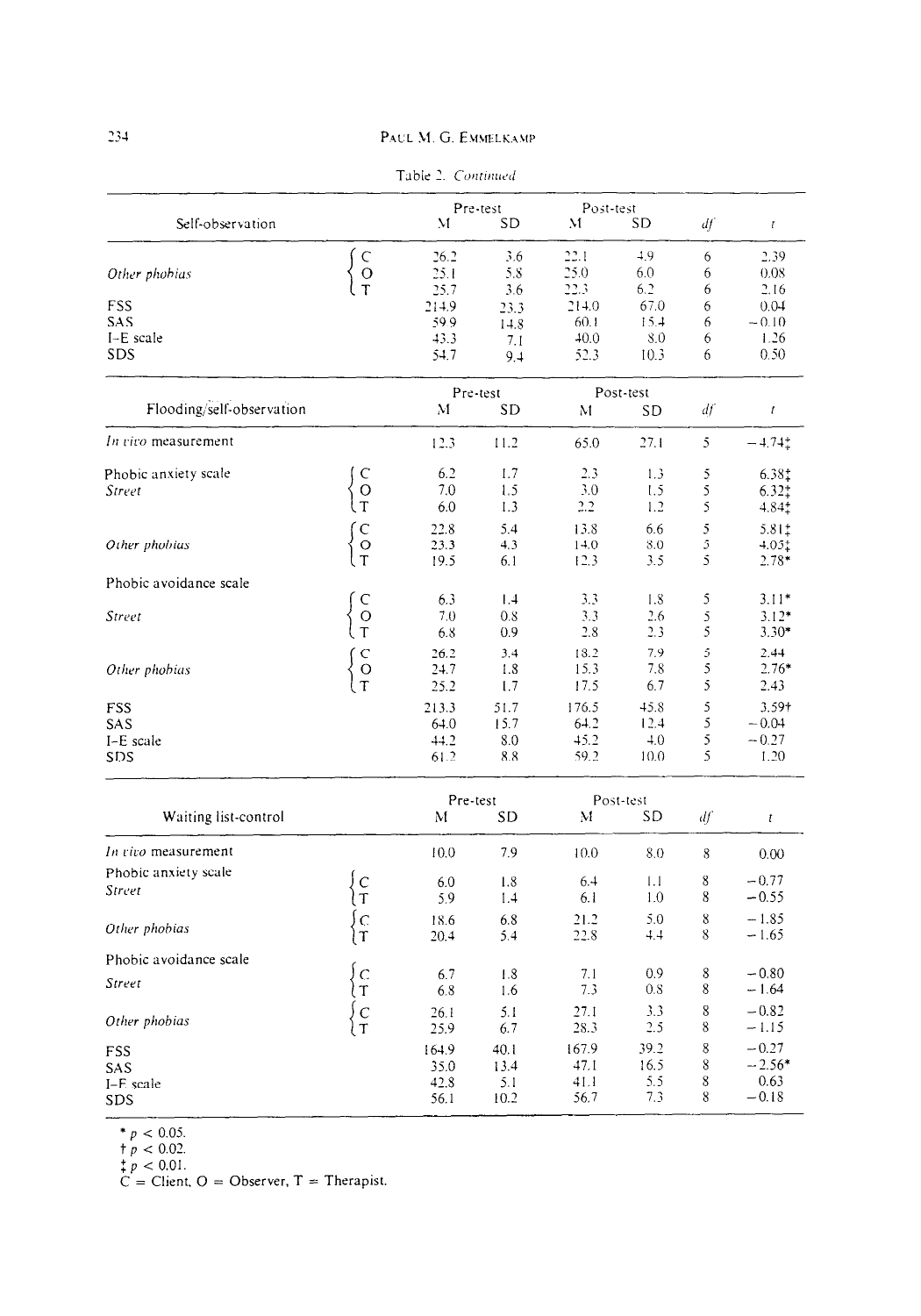Table 2. *Continued*

| Self-observation | | Pre-test M | Pre-test SD | Post-test M | Post-test SD | *df* | *t* |
|---|---|---|---|---|---|---|---|
| *Other phobias* | C | 26.2 | 3.6 | 22.1 | 4.9 | 6 | 2.39 |
| | O | 25.1 | 5.8 | 25.0 | 6.0 | 6 | 0.08 |
| | T | 25.7 | 3.6 | 22.3 | 6.2 | 6 | 2.16 |
| FSS | | 214.9 | 23.3 | 214.0 | 67.0 | 6 | 0.04 |
| SAS | | 59.9 | 14.8 | 60.1 | 15.4 | 6 | −0.10 |
| I-E scale | | 43.3 | 7.1 | 40.0 | 8.0 | 6 | 1.26 |
| SDS | | 54.7 | 9.4 | 52.3 | 10.3 | 6 | 0.50 |

| Flooding/self-observation | | Pre-test M | Pre-test SD | Post-test M | Post-test SD | *df* | *t* |
|---|---|---|---|---|---|---|---|
| *In vivo* measurement | | 12.3 | 11.2 | 65.0 | 27.1 | 5 | −4.74‡ |
| Phobic anxiety scale | | | | | | | |
| *Street* | C | 6.2 | 1.7 | 2.3 | 1.3 | 5 | 6.38‡ |
| | O | 7.0 | 1.5 | 3.0 | 1.5 | 5 | 6.32‡ |
| | T | 6.0 | 1.3 | 2.2 | 1.2 | 5 | 4.84‡ |
| *Other phobias* | C | 22.8 | 5.4 | 13.8 | 6.6 | 5 | 5.81‡ |
| | O | 23.3 | 4.3 | 14.0 | 8.0 | 5 | 4.05‡ |
| | T | 19.5 | 6.1 | 12.3 | 3.5 | 5 | 2.78* |
| Phobic avoidance scale | | | | | | | |
| *Street* | C | 6.3 | 1.4 | 3.3 | 1.8 | 5 | 3.11* |
| | O | 7.0 | 0.8 | 3.3 | 2.6 | 5 | 3.12* |
| | T | 6.8 | 0.9 | 2.8 | 2.3 | 5 | 3.30* |
| *Other phobias* | C | 26.2 | 3.4 | 18.2 | 7.9 | 5 | 2.44 |
| | O | 24.7 | 1.8 | 15.3 | 7.8 | 5 | 2.76* |
| | T | 25.2 | 1.7 | 17.5 | 6.7 | 5 | 2.43 |
| FSS | | 213.3 | 51.7 | 176.5 | 45.8 | 5 | 3.59† |
| SAS | | 64.0 | 15.7 | 64.2 | 12.4 | 5 | −0.04 |
| I-E scale | | 44.2 | 8.0 | 45.2 | 4.0 | 5 | −0.27 |
| SDS | | 61.2 | 8.8 | 59.2 | 10.0 | 5 | 1.20 |

| Waiting list-control | | Pre-test M | Pre-test SD | Post-test M | Post-test SD | *df* | *t* |
|---|---|---|---|---|---|---|---|
| *In vivo* measurement | | 10.0 | 7.9 | 10.0 | 8.0 | 8 | 0.00 |
| Phobic anxiety scale | | | | | | | |
| *Street* | C | 6.0 | 1.8 | 6.4 | 1.1 | 8 | −0.77 |
| | T | 5.9 | 1.4 | 6.1 | 1.0 | 8 | −0.55 |
| *Other phobias* | C | 18.6 | 6.8 | 21.2 | 5.0 | 8 | −1.85 |
| | T | 20.4 | 5.4 | 22.8 | 4.4 | 8 | −1.65 |
| Phobic avoidance scale | | | | | | | |
| *Street* | C | 6.7 | 1.8 | 7.1 | 0.9 | 8 | −0.80 |
| | T | 6.8 | 1.6 | 7.3 | 0.8 | 8 | −1.64 |
| *Other phobias* | C | 26.1 | 5.1 | 27.1 | 3.3 | 8 | −0.82 |
| | T | 25.9 | 6.7 | 28.3 | 2.5 | 8 | −1.15 |
| FSS | | 164.9 | 40.1 | 167.9 | 39.2 | 8 | −0.27 |
| SAS | | 35.0 | 13.4 | 47.1 | 16.5 | 8 | −2.56* |
| I-E scale | | 42.8 | 5.1 | 41.1 | 5.5 | 8 | 0.63 |
| SDS | | 56.1 | 10.2 | 56.7 | 7.3 | 8 | −0.18 |

\* $p < 0.05$.
† $p < 0.02$.
‡ $p < 0.01$.
C = Client, O = Observer, T = Therapist.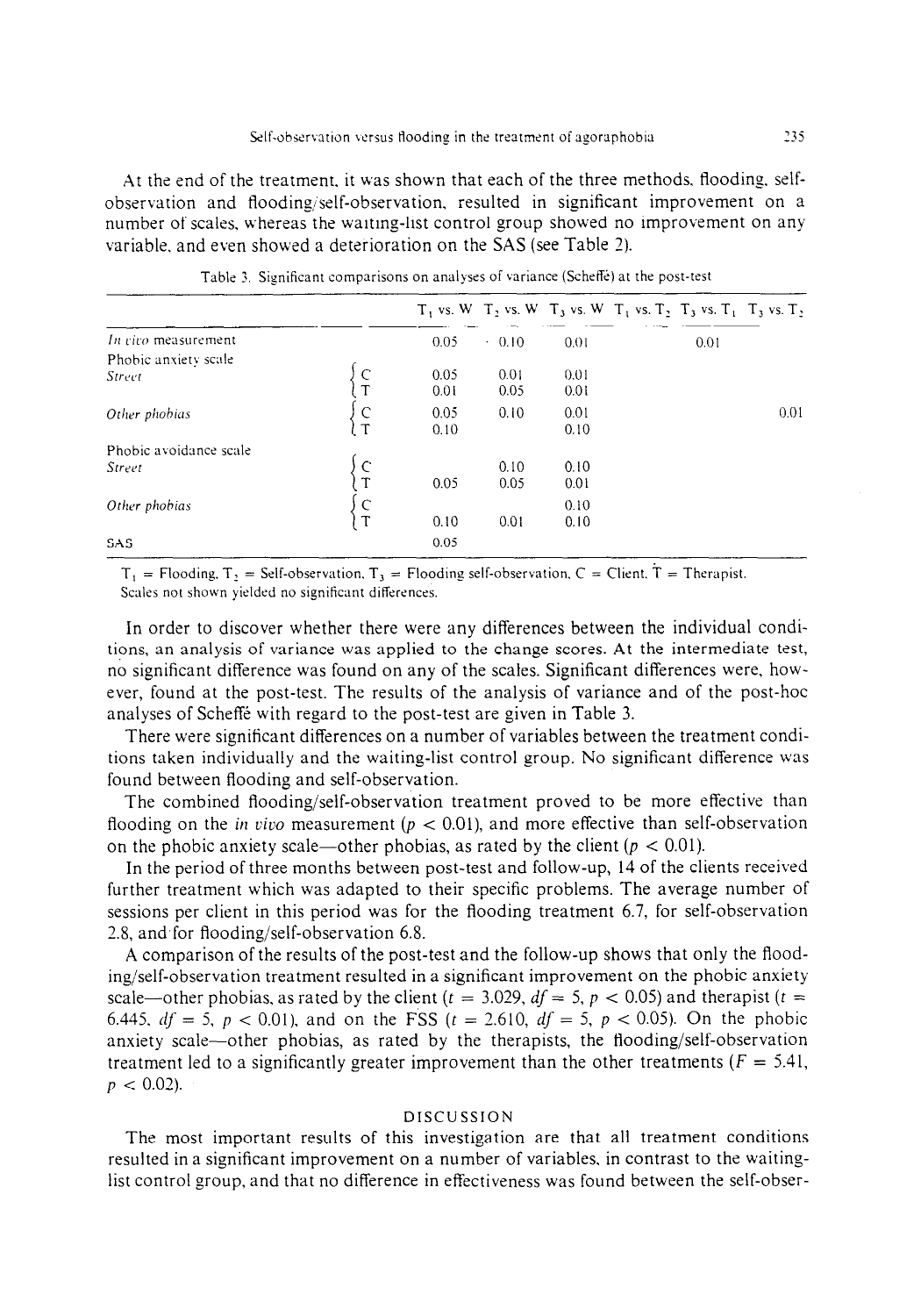At the end of the treatment, it was shown that each of the three methods, flooding, self-observation and flooding/self-observation, resulted in significant improvement on a number of scales, whereas the waiting-list control group showed no improvement on any variable, and even showed a deterioration on the SAS (see Table 2).

Table 3. Significant comparisons on analyses of variance (Scheffé) at the post-test

| | | $T_1$ vs. W | $T_2$ vs. W | $T_3$ vs. W | $T_1$ vs. $T_2$ | $T_3$ vs. $T_1$ | $T_3$ vs. $T_2$ |
|---|---|---|---|---|---|---|---|
| *In vivo* measurement | | 0.05 | 0.10 | 0.01 | | 0.01 | |
| Phobic anxiety scale | | | | | | | |
| *Street* | C | 0.05 | 0.01 | 0.01 | | | |
| | T | 0.01 | 0.05 | 0.01 | | | |
| *Other phobias* | C | 0.05 | 0.10 | 0.01 | | | 0.01 |
| | T | 0.10 | | 0.10 | | | |
| Phobic avoidance scale | | | | | | | |
| *Street* | C | | 0.10 | 0.10 | | | |
| | T | 0.05 | 0.05 | 0.01 | | | |
| *Other phobias* | C | | | 0.10 | | | |
| | T | 0.10 | 0.01 | 0.10 | | | |
| SAS | | 0.05 | | | | | |

$T_1$ = Flooding, $T_2$ = Self-observation, $T_3$ = Flooding self-observation, C = Client, T = Therapist.
Scales not shown yielded no significant differences.

In order to discover whether there were any differences between the individual conditions, an analysis of variance was applied to the change scores. At the intermediate test, no significant difference was found on any of the scales. Significant differences were, however, found at the post-test. The results of the analysis of variance and of the post-hoc analyses of Scheffé with regard to the post-test are given in Table 3.

There were significant differences on a number of variables between the treatment conditions taken individually and the waiting-list control group. No significant difference was found between flooding and self-observation.

The combined flooding/self-observation treatment proved to be more effective than flooding on the *in vivo* measurement ($p < 0.01$), and more effective than self-observation on the phobic anxiety scale—other phobias, as rated by the client ($p < 0.01$).

In the period of three months between post-test and follow-up, 14 of the clients received further treatment which was adapted to their specific problems. The average number of sessions per client in this period was for the flooding treatment 6.7, for self-observation 2.8, and for flooding/self-observation 6.8.

A comparison of the results of the post-test and the follow-up shows that only the flooding/self-observation treatment resulted in a significant improvement on the phobic anxiety scale—other phobias, as rated by the client ($t = 3.029$, $df = 5$, $p < 0.05$) and therapist ($t = 6.445$, $df = 5$, $p < 0.01$), and on the FSS ($t = 2.610$, $df = 5$, $p < 0.05$). On the phobic anxiety scale—other phobias, as rated by the therapists, the flooding/self-observation treatment led to a significantly greater improvement than the other treatments ($F = 5.41$, $p < 0.02$).

## DISCUSSION

The most important results of this investigation are that all treatment conditions resulted in a significant improvement on a number of variables, in contrast to the waiting-list control group, and that no difference in effectiveness was found between the self-obser-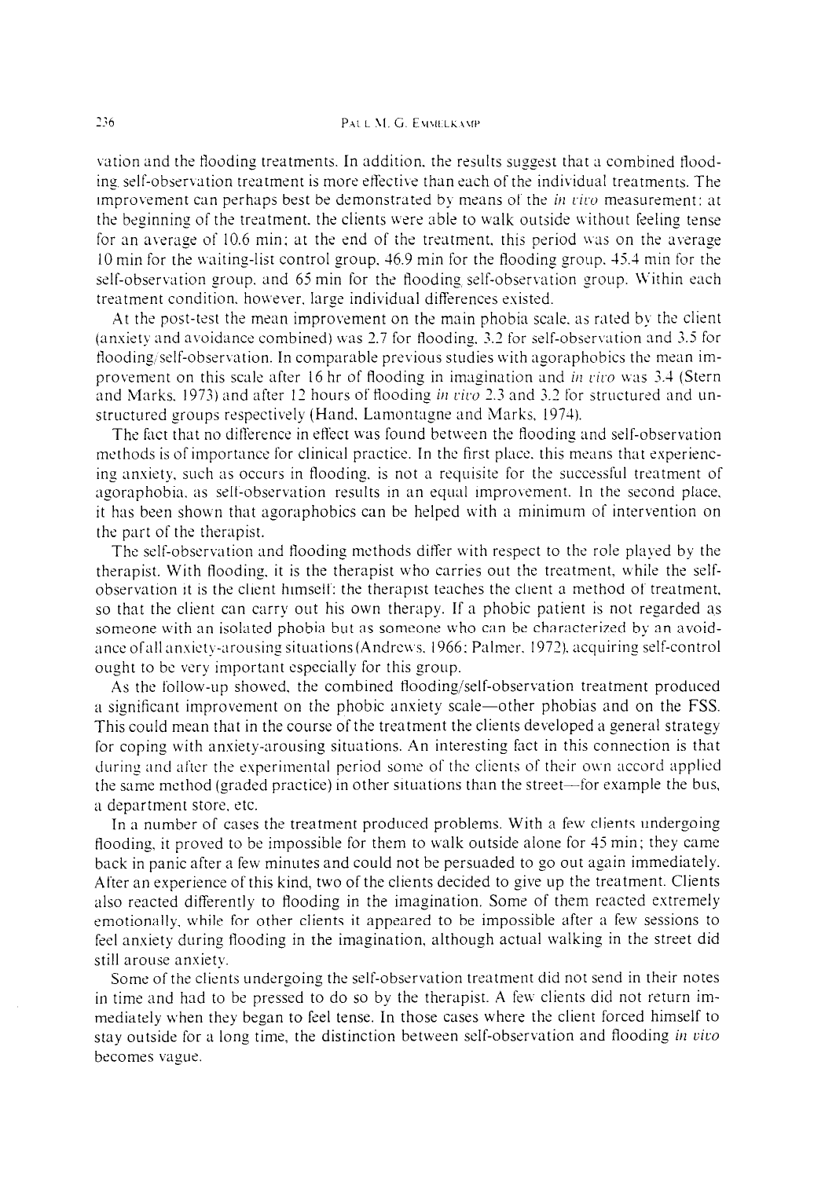vation and the flooding treatments. In addition, the results suggest that a combined flooding/self-observation treatment is more effective than each of the individual treatments. The improvement can perhaps best be demonstrated by means of the *in vivo* measurement: at the beginning of the treatment, the clients were able to walk outside without feeling tense for an average of 10.6 min; at the end of the treatment, this period was on the average 10 min for the waiting-list control group, 46.9 min for the flooding group, 45.4 min for the self-observation group, and 65 min for the flooding/self-observation group. Within each treatment condition, however, large individual differences existed.

At the post-test the mean improvement on the main phobia scale, as rated by the client (anxiety and avoidance combined) was 2.7 for flooding, 3.2 for self-observation and 3.5 for flooding/self-observation. In comparable previous studies with agoraphobics the mean improvement on this scale after 16 hr of flooding in imagination and *in vivo* was 3.4 (Stern and Marks, 1973) and after 12 hours of flooding *in vivo* 2.3 and 3.2 for structured and unstructured groups respectively (Hand, Lamontagne and Marks, 1974).

The fact that no difference in effect was found between the flooding and self-observation methods is of importance for clinical practice. In the first place, this means that experiencing anxiety, such as occurs in flooding, is not a requisite for the successful treatment of agoraphobia, as self-observation results in an equal improvement. In the second place, it has been shown that agoraphobics can be helped with a minimum of intervention on the part of the therapist.

The self-observation and flooding methods differ with respect to the role played by the therapist. With flooding, it is the therapist who carries out the treatment, while the self-observation it is the client himself: the therapist teaches the client a method of treatment, so that the client can carry out his own therapy. If a phobic patient is not regarded as someone with an isolated phobia but as someone who can be characterized by an avoidance of all anxiety-arousing situations (Andrews, 1966; Palmer, 1972), acquiring self-control ought to be very important especially for this group.

As the follow-up showed, the combined flooding/self-observation treatment produced a significant improvement on the phobic anxiety scale—other phobias and on the FSS. This could mean that in the course of the treatment the clients developed a general strategy for coping with anxiety-arousing situations. An interesting fact in this connection is that during and after the experimental period some of the clients of their own accord applied the same method (graded practice) in other situations than the street—for example the bus, a department store, etc.

In a number of cases the treatment produced problems. With a few clients undergoing flooding, it proved to be impossible for them to walk outside alone for 45 min; they came back in panic after a few minutes and could not be persuaded to go out again immediately. After an experience of this kind, two of the clients decided to give up the treatment. Clients also reacted differently to flooding in the imagination. Some of them reacted extremely emotionally, while for other clients it appeared to be impossible after a few sessions to feel anxiety during flooding in the imagination, although actual walking in the street did still arouse anxiety.

Some of the clients undergoing the self-observation treatment did not send in their notes in time and had to be pressed to do so by the therapist. A few clients did not return immediately when they began to feel tense. In those cases where the client forced himself to stay outside for a long time, the distinction between self-observation and flooding *in vivo* becomes vague.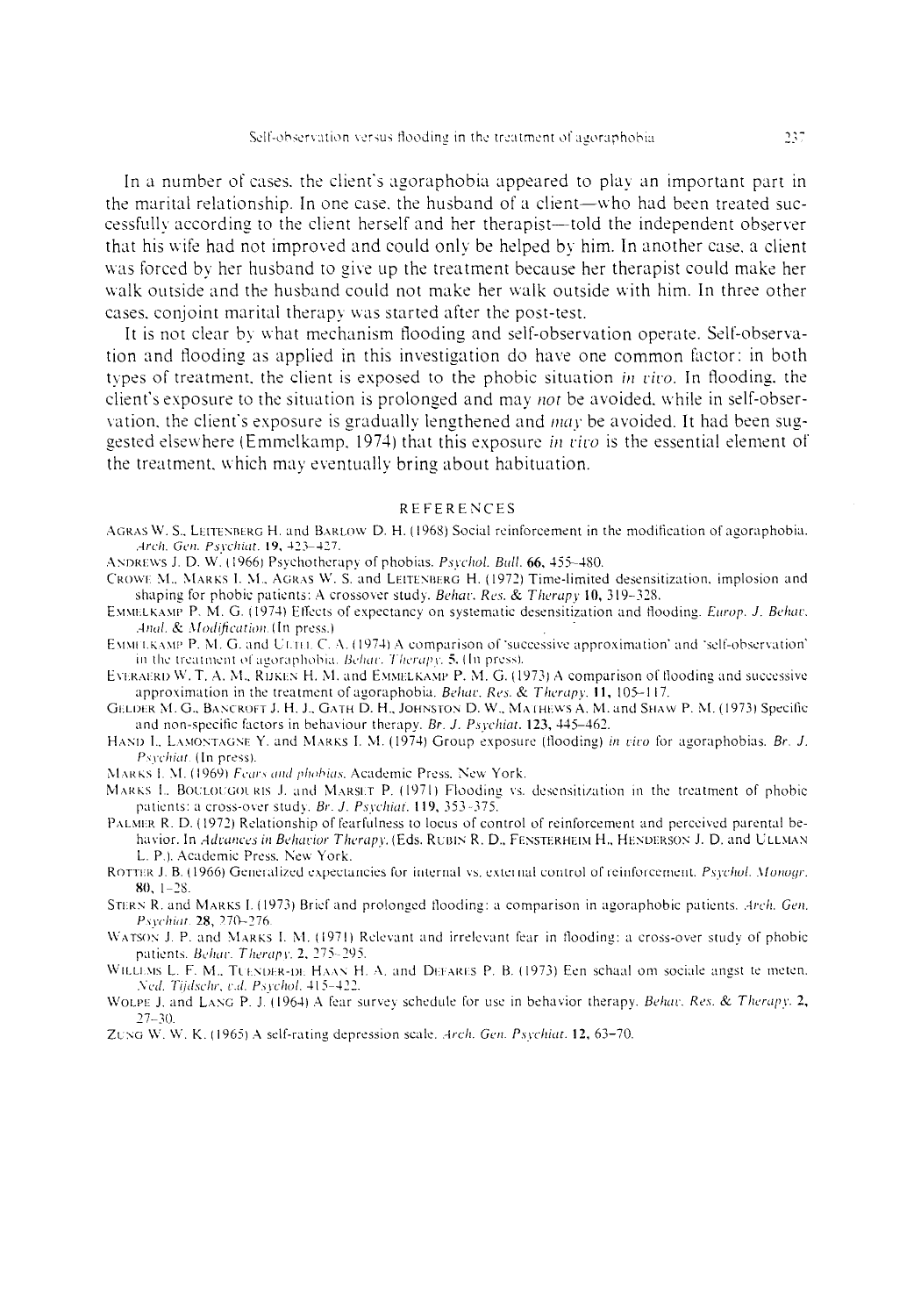In a number of cases, the client's agoraphobia appeared to play an important part in the marital relationship. In one case, the husband of a client—who had been treated successfully according to the client herself and her therapist—told the independent observer that his wife had not improved and could only be helped by him. In another case, a client was forced by her husband to give up the treatment because her therapist could make her walk outside and the husband could not make her walk outside with him. In three other cases, conjoint marital therapy was started after the post-test.

It is not clear by what mechanism flooding and self-observation operate. Self-observation and flooding as applied in this investigation do have one common factor: in both types of treatment, the client is exposed to the phobic situation *in vivo*. In flooding, the client's exposure to the situation is prolonged and may *not* be avoided, while in self-observation, the client's exposure is gradually lengthened and *may* be avoided. It had been suggested elsewhere (Emmelkamp, 1974) that this exposure *in vivo* is the essential element of the treatment, which may eventually bring about habituation.

## REFERENCES

Agras W. S., Leitenberg H. and Barlow D. H. (1968) Social reinforcement in the modification of agoraphobia. *Arch. Gen. Psychiat.* **19**, 423–427.

Andrews J. D. W. (1966) Psychotherapy of phobias. *Psychol. Bull.* **66**, 455–480.

Crowe M., Marks I. M., Agras W. S. and Leitenberg H. (1972) Time-limited desensitization, implosion and shaping for phobic patients: A crossover study. *Behav. Res. & Therapy* **10**, 319–328.

Emmelkamp P. M. G. (1974) Effects of expectancy on systematic desensitization and flooding. *Europ. J. Behav. Anal. & Modification.* (In press.)

Emmelkamp P. M. G. and Ultee C. A. (1974) A comparison of 'successive approximation' and 'self-observation' in the treatment of agoraphobia. *Behav. Therapy*, **5**. (In press).

Everaerd W. T. A. M., Rijken H. M. and Emmelkamp P. M. G. (1973) A comparison of flooding and successive approximation in the treatment of agoraphobia. *Behav. Res. & Therapy*, **11**, 105–117.

Gelder M. G., Bancroft J. H. J., Gath D. H., Johnston D. W., Mathews A. M. and Shaw P. M. (1973) Specific and non-specific factors in behaviour therapy. *Br. J. Psychiat.* **123**, 445–462.

Hand I., Lamontagne Y. and Marks I. M. (1974) Group exposure (flooding) *in vivo* for agoraphobias. *Br. J. Psychiat.* (In press).

Marks I. M. (1969) *Fears and phobias.* Academic Press. New York.

Marks I., Boulougouris J. and Marset P. (1971) Flooding vs. desensitization in the treatment of phobic patients: a cross-over study. *Br. J. Psychiat.* **119**, 353–375.

Palmer R. D. (1972) Relationship of fearfulness to locus of control of reinforcement and perceived parental behavior. In *Advances in Behavior Therapy.* (Eds. Rubin R. D., Fensterheim H., Henderson J. D. and Ullman L. P.). Academic Press. New York.

Rotter J. B. (1966) Generalized expectancies for internal vs. external control of reinforcement. *Psychol. Monogr.* **80**, 1–28.

Stern R. and Marks I. (1973) Brief and prolonged flooding: a comparison in agoraphobic patients. *Arch. Gen. Psychiat.* **28**, 270–276.

Watson J. P. and Marks I. M. (1971) Relevant and irrelevant fear in flooding: a cross-over study of phobic patients. *Behav. Therapy.* **2**, 275–295.

Willems L. F. M., Tuender-de Haan H. A. and Defares P. B. (1973) Een schaal om sociale angst te meten. *Ned. Tijdschr. v.d. Psychol.* 415–422.

Wolpe J. and Lang P. J. (1964) A fear survey schedule for use in behavior therapy. *Behav. Res. & Therapy.* **2**, 27–30.

Zung W. W. K. (1965) A self-rating depression scale. *Arch. Gen. Psychiat.* **12**, 63–70.